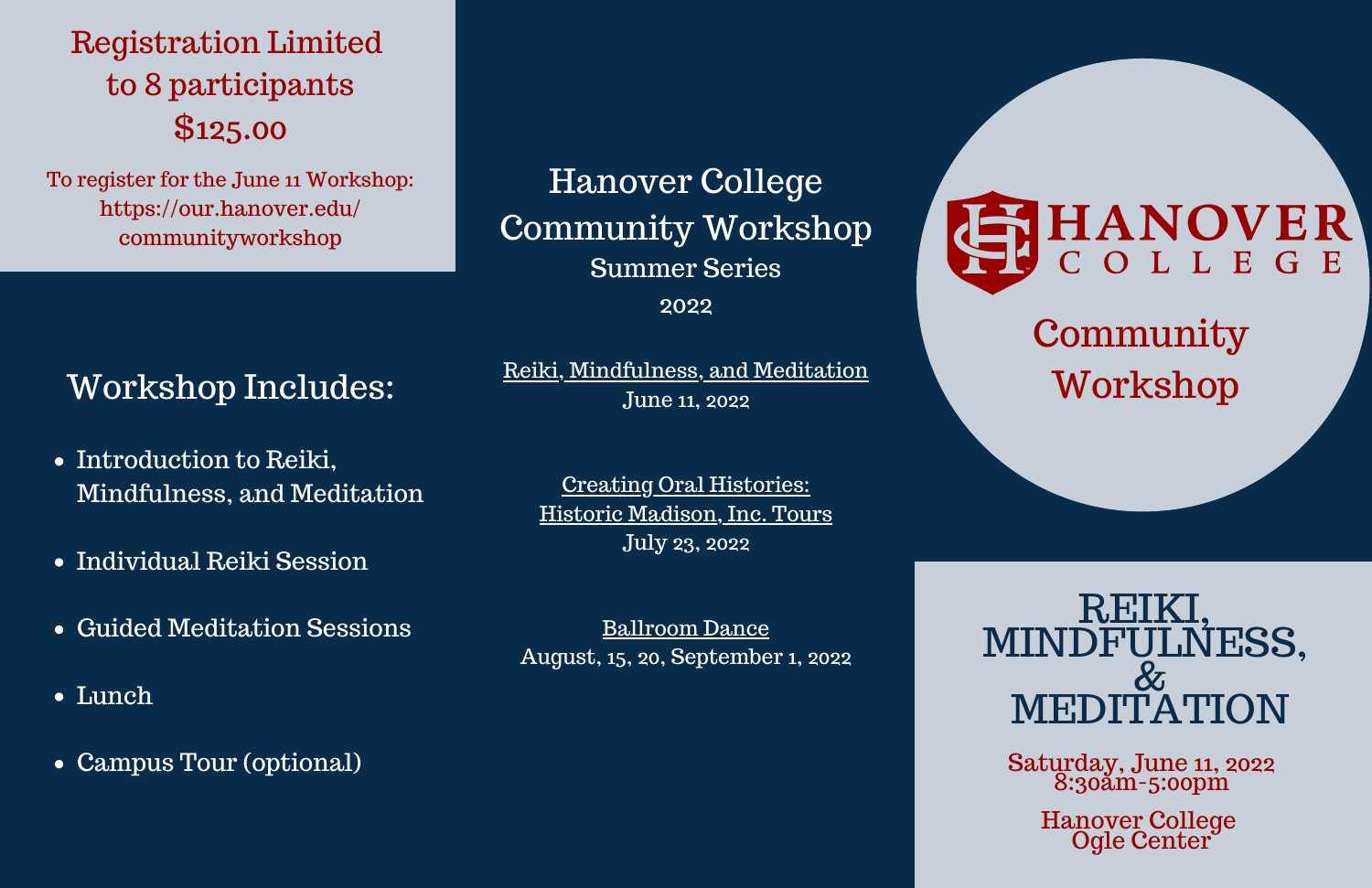# Hanover College Community Workshop

## Summer Series 2022

Reiki, Mindfulness, and Meditation
June 11, 2022

Creating Oral Histories:
Historic Madison, Inc. Tours
July 23, 2022

Ballroom Dance
August, 15, 20, September 1, 2022

Registration Limited to 8 participants
$125.00

To register for the June 11 Workshop: https://our.hanover.edu/communityworkshop

## Workshop Includes:

- Introduction to Reiki, Mindfulness, and Meditation
- Individual Reiki Session
- Guided Meditation Sessions
- Lunch
- Campus Tour (optional)

HANOVER COLLEGE

Community Workshop

# REIKI, MINDFULNESS, & MEDITATION

Saturday, June 11, 2022
8:30am-5:00pm

Hanover College
Ogle Center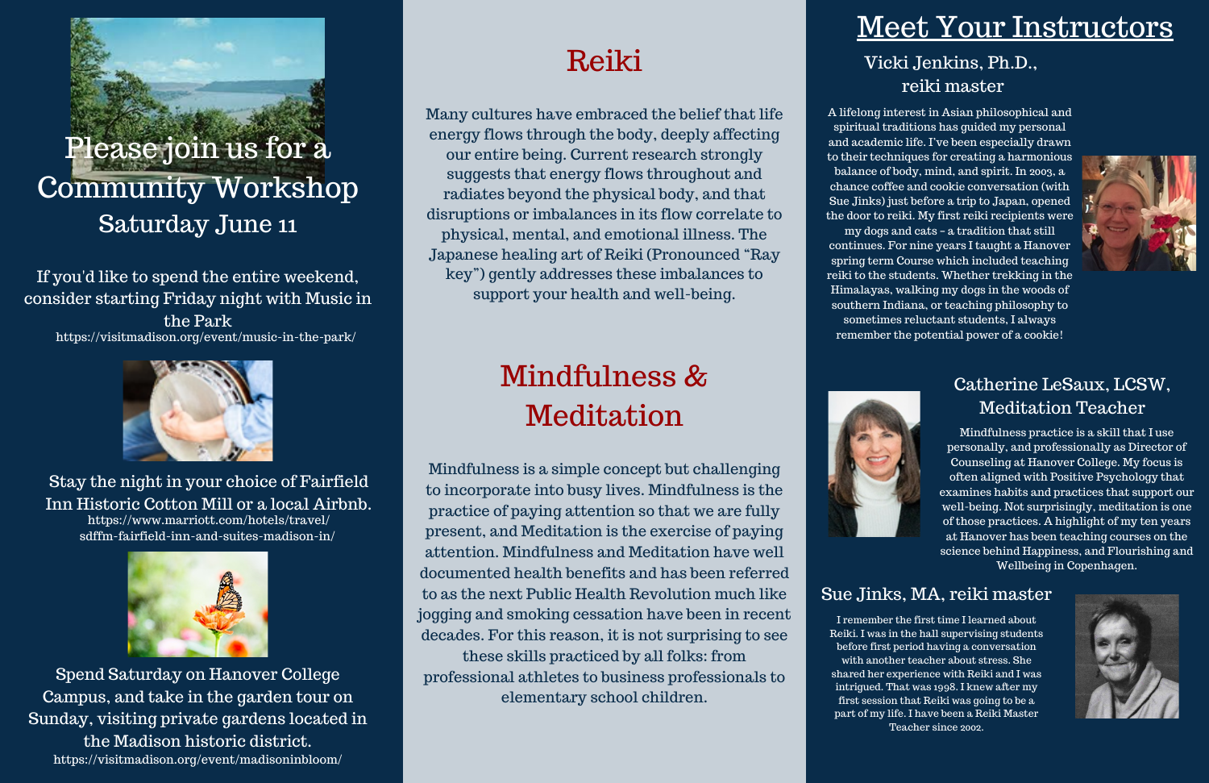# Please join us for a Community Workshop

## Saturday June 11

If you'd like to spend the entire weekend, consider starting Friday night with Music in the Park
https://visitmadison.org/event/music-in-the-park/

Stay the night in your choice of Fairfield Inn Historic Cotton Mill or a local Airbnb.
https://www.marriott.com/hotels/travel/sdffm-fairfield-inn-and-suites-madison-in/

Spend Saturday on Hanover College Campus, and take in the garden tour on Sunday, visiting private gardens located in the Madison historic district.
https://visitmadison.org/event/madisoninbloom/

## Reiki

Many cultures have embraced the belief that life energy flows through the body, deeply affecting our entire being. Current research strongly suggests that energy flows throughout and radiates beyond the physical body, and that disruptions or imbalances in its flow correlate to physical, mental, and emotional illness. The Japanese healing art of Reiki (Pronounced "Ray key") gently addresses these imbalances to support your health and well-being.

## Mindfulness & Meditation

Mindfulness is a simple concept but challenging to incorporate into busy lives. Mindfulness is the practice of paying attention so that we are fully present, and Meditation is the exercise of paying attention. Mindfulness and Meditation have well documented health benefits and has been referred to as the next Public Health Revolution much like jogging and smoking cessation have been in recent decades. For this reason, it is not surprising to see these skills practiced by all folks: from professional athletes to business professionals to elementary school children.

## Meet Your Instructors

### Vicki Jenkins, Ph.D., reiki master

A lifelong interest in Asian philosophical and spiritual traditions has guided my personal and academic life. I've been especially drawn to their techniques for creating a harmonious balance of body, mind, and spirit. In 2003, a chance coffee and cookie conversation (with Sue Jinks) just before a trip to Japan, opened the door to reiki. My first reiki recipients were my dogs and cats – a tradition that still continues. For nine years I taught a Hanover spring term Course which included teaching reiki to the students. Whether trekking in the Himalayas, walking my dogs in the woods of southern Indiana, or teaching philosophy to sometimes reluctant students, I always remember the potential power of a cookie!

### Catherine LeSaux, LCSW, Meditation Teacher

Mindfulness practice is a skill that I use personally, and professionally as Director of Counseling at Hanover College. My focus is often aligned with Positive Psychology that examines habits and practices that support our well-being. Not surprisingly, meditation is one of those practices. A highlight of my ten years at Hanover has been teaching courses on the science behind Happiness, and Flourishing and Wellbeing in Copenhagen.

### Sue Jinks, MA, reiki master

I remember the first time I learned about Reiki. I was in the hall supervising students before first period having a conversation with another teacher about stress. She shared her experience with Reiki and I was intrigued. That was 1998. I knew after my first session that Reiki was going to be a part of my life. I have been a Reiki Master Teacher since 2002.